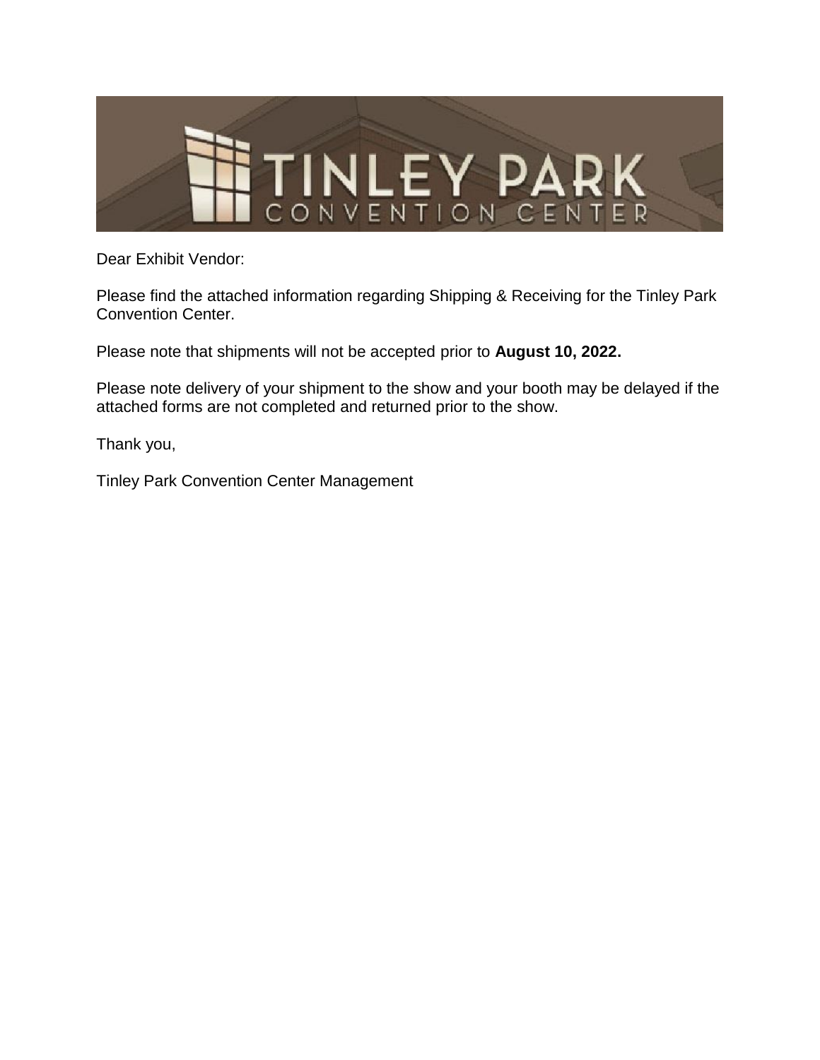# TINLEY PARK CONVENTION CENTER

Dear Exhibit Vendor:

Please find the attached information regarding Shipping & Receiving for the Tinley Park Convention Center.

Please note that shipments will not be accepted prior to **August 10, 2022.**

Please note delivery of your shipment to the show and your booth may be delayed if the attached forms are not completed and returned prior to the show.

Thank you,

Tinley Park Convention Center Management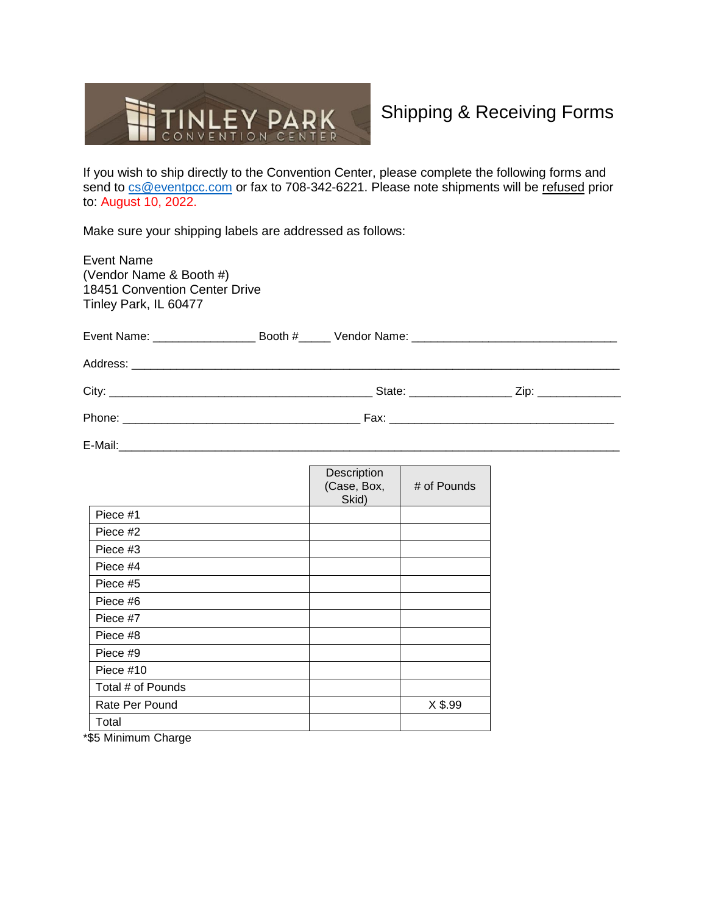TINLEY PARK CONVENTION CENTER

# Shipping & Receiving Forms

If you wish to ship directly to the Convention Center, please complete the following forms and send to cs@eventpcc.com or fax to 708-342-6221. Please note shipments will be refused prior to: August 10, 2022.

Make sure your shipping labels are addressed as follows:

Event Name
(Vendor Name & Booth #)
18451 Convention Center Drive
Tinley Park, IL 60477

Event Name: ________________ Booth #_____ Vendor Name: ________________________________

Address: ____________________________________________________________________________

City: __________________________________________ State: ________________ Zip: _____________

Phone: _____________________________________ Fax: ___________________________________

E-Mail:______________________________________________________________________________

| | Description (Case, Box, Skid) | # of Pounds |
|---|---|---|
| Piece #1 | | |
| Piece #2 | | |
| Piece #3 | | |
| Piece #4 | | |
| Piece #5 | | |
| Piece #6 | | |
| Piece #7 | | |
| Piece #8 | | |
| Piece #9 | | |
| Piece #10 | | |
| Total # of Pounds | | |
| Rate Per Pound | | X $.99 |
| Total | | |

*$5 Minimum Charge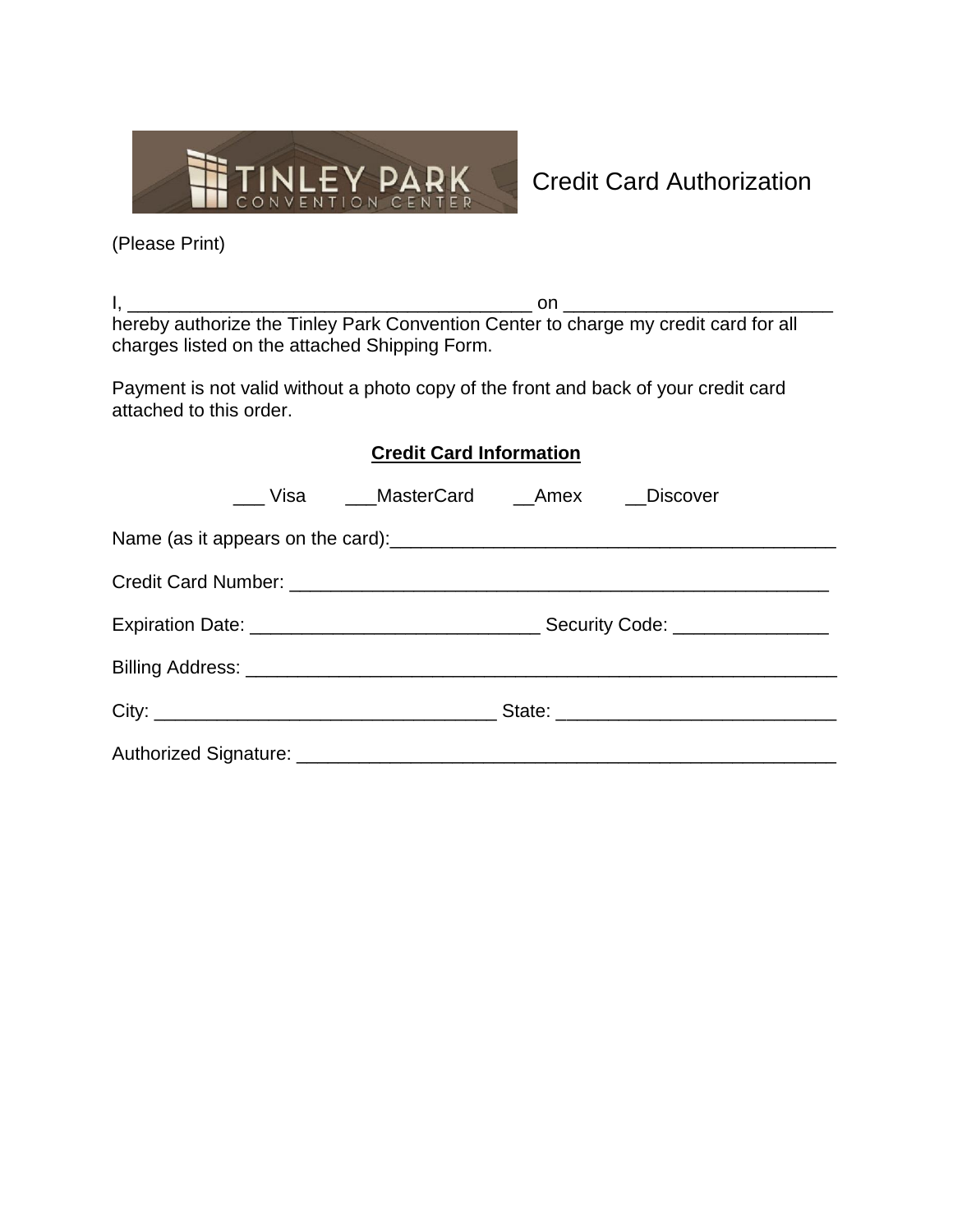TINLEY PARK CONVENTION CENTER

# Credit Card Authorization

(Please Print)

I, ________________________________________ on __________________________ hereby authorize the Tinley Park Convention Center to charge my credit card for all charges listed on the attached Shipping Form.

Payment is not valid without a photo copy of the front and back of your credit card attached to this order.

**Credit Card Information**

___ Visa ___MasterCard __Amex __Discover

Name (as it appears on the card):____________________________________________

Credit Card Number: ______________________________________________________

Expiration Date: _____________________________ Security Code: _______________

Billing Address: ___________________________________________________________

City: _________________________________ State: ___________________________

Authorized Signature: ______________________________________________________